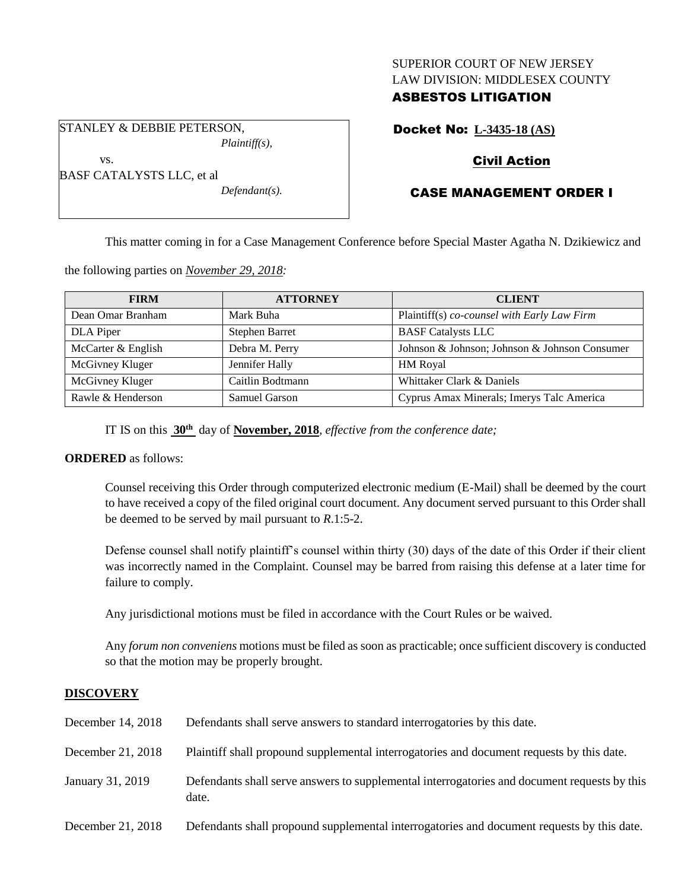SUPERIOR COURT OF NEW JERSEY
LAW DIVISION: MIDDLESEX COUNTY
**ASBESTOS LITIGATION**

STANLEY & DEBBIE PETERSON,
*Plaintiff(s),*

vs.

BASF CATALYSTS LLC, et al
*Defendant(s).*

**Docket No: L-3435-18 (AS)**

**Civil Action**

**CASE MANAGEMENT ORDER I**

This matter coming in for a Case Management Conference before Special Master Agatha N. Dzikiewicz and the following parties on *November 29, 2018:*

| FIRM | ATTORNEY | CLIENT |
|---|---|---|
| Dean Omar Branham | Mark Buha | Plaintiff(s) *co-counsel with Early Law Firm* |
| DLA Piper | Stephen Barret | BASF Catalysts LLC |
| McCarter & English | Debra M. Perry | Johnson & Johnson; Johnson & Johnson Consumer |
| McGivney Kluger | Jennifer Hally | HM Royal |
| McGivney Kluger | Caitlin Bodtmann | Whittaker Clark & Daniels |
| Rawle & Henderson | Samuel Garson | Cyprus Amax Minerals; Imerys Talc America |

IT IS on this **30th** day of **November, 2018**, *effective from the conference date;*

**ORDERED** as follows:

Counsel receiving this Order through computerized electronic medium (E-Mail) shall be deemed by the court to have received a copy of the filed original court document. Any document served pursuant to this Order shall be deemed to be served by mail pursuant to *R*.1:5-2.

Defense counsel shall notify plaintiff's counsel within thirty (30) days of the date of this Order if their client was incorrectly named in the Complaint. Counsel may be barred from raising this defense at a later time for failure to comply.

Any jurisdictional motions must be filed in accordance with the Court Rules or be waived.

Any *forum non conveniens* motions must be filed as soon as practicable; once sufficient discovery is conducted so that the motion may be properly brought.

**DISCOVERY**

| | |
|---|---|
| December 14, 2018 | Defendants shall serve answers to standard interrogatories by this date. |
| December 21, 2018 | Plaintiff shall propound supplemental interrogatories and document requests by this date. |
| January 31, 2019 | Defendants shall serve answers to supplemental interrogatories and document requests by this date. |
| December 21, 2018 | Defendants shall propound supplemental interrogatories and document requests by this date. |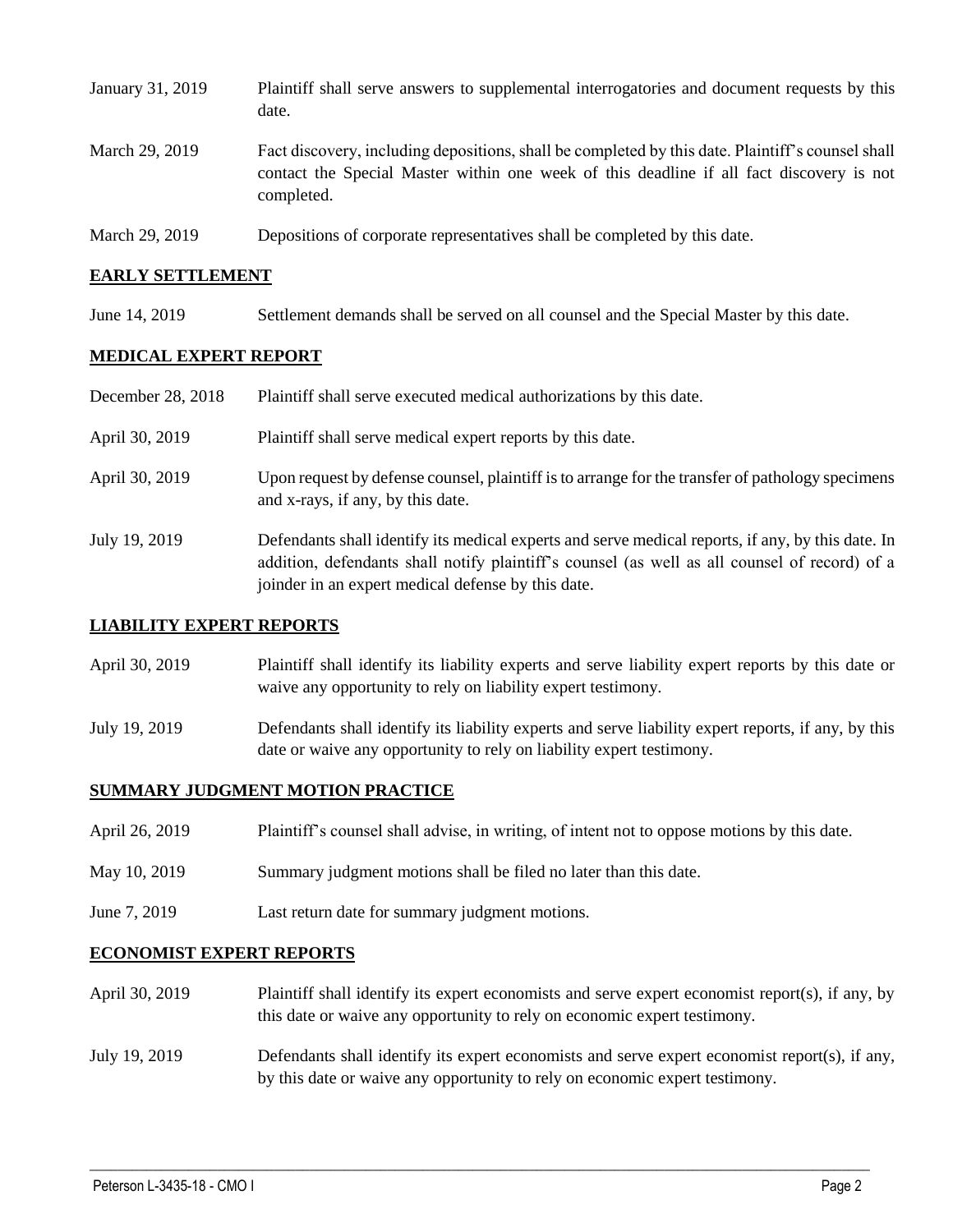| | |
|---|---|
| January 31, 2019 | Plaintiff shall serve answers to supplemental interrogatories and document requests by this date. |
| March 29, 2019 | Fact discovery, including depositions, shall be completed by this date. Plaintiff's counsel shall contact the Special Master within one week of this deadline if all fact discovery is not completed. |
| March 29, 2019 | Depositions of corporate representatives shall be completed by this date. |

## EARLY SETTLEMENT

| | |
|---|---|
| June 14, 2019 | Settlement demands shall be served on all counsel and the Special Master by this date. |

## MEDICAL EXPERT REPORT

| | |
|---|---|
| December 28, 2018 | Plaintiff shall serve executed medical authorizations by this date. |
| April 30, 2019 | Plaintiff shall serve medical expert reports by this date. |
| April 30, 2019 | Upon request by defense counsel, plaintiff is to arrange for the transfer of pathology specimens and x-rays, if any, by this date. |
| July 19, 2019 | Defendants shall identify its medical experts and serve medical reports, if any, by this date. In addition, defendants shall notify plaintiff's counsel (as well as all counsel of record) of a joinder in an expert medical defense by this date. |

## LIABILITY EXPERT REPORTS

| | |
|---|---|
| April 30, 2019 | Plaintiff shall identify its liability experts and serve liability expert reports by this date or waive any opportunity to rely on liability expert testimony. |
| July 19, 2019 | Defendants shall identify its liability experts and serve liability expert reports, if any, by this date or waive any opportunity to rely on liability expert testimony. |

## SUMMARY JUDGMENT MOTION PRACTICE

| | |
|---|---|
| April 26, 2019 | Plaintiff's counsel shall advise, in writing, of intent not to oppose motions by this date. |
| May 10, 2019 | Summary judgment motions shall be filed no later than this date. |
| June 7, 2019 | Last return date for summary judgment motions. |

## ECONOMIST EXPERT REPORTS

| | |
|---|---|
| April 30, 2019 | Plaintiff shall identify its expert economists and serve expert economist report(s), if any, by this date or waive any opportunity to rely on economic expert testimony. |
| July 19, 2019 | Defendants shall identify its expert economists and serve expert economist report(s), if any, by this date or waive any opportunity to rely on economic expert testimony. |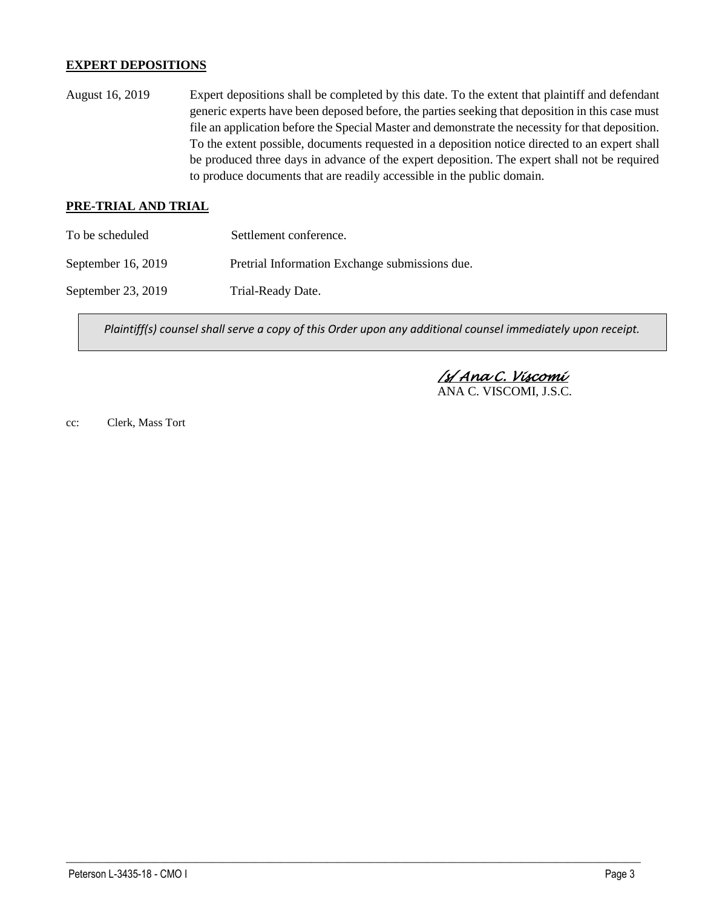## EXPERT DEPOSITIONS

| | |
|---|---|
| August 16, 2019 | Expert depositions shall be completed by this date. To the extent that plaintiff and defendant generic experts have been deposed before, the parties seeking that deposition in this case must file an application before the Special Master and demonstrate the necessity for that deposition. To the extent possible, documents requested in a deposition notice directed to an expert shall be produced three days in advance of the expert deposition. The expert shall not be required to produce documents that are readily accessible in the public domain. |

## PRE-TRIAL AND TRIAL

| | |
|---|---|
| To be scheduled | Settlement conference. |
| September 16, 2019 | Pretrial Information Exchange submissions due. |
| September 23, 2019 | Trial-Ready Date. |

*Plaintiff(s) counsel shall serve a copy of this Order upon any additional counsel immediately upon receipt.*

*/s/ Ana C. Viscomi*
ANA C. VISCOMI, J.S.C.

cc: Clerk, Mass Tort